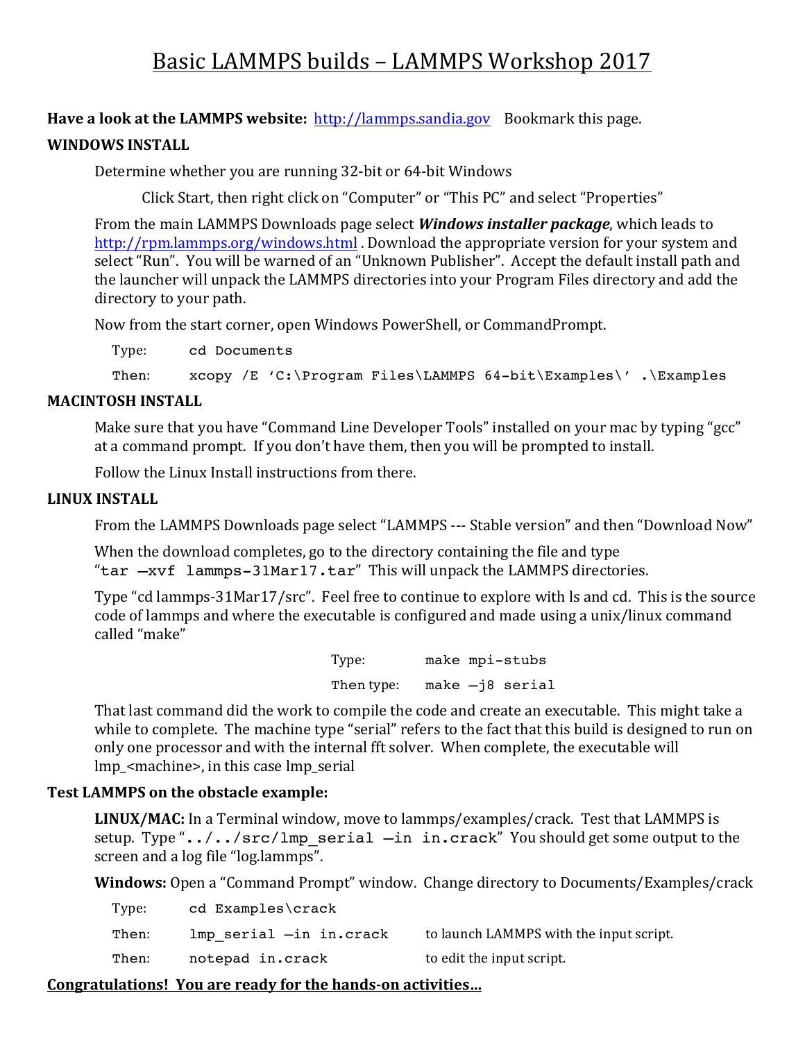# Basic LAMMPS builds – LAMMPS Workshop 2017

**Have a look at the LAMMPS website:** http://lammps.sandia.gov Bookmark this page.

**WINDOWS INSTALL**

Determine whether you are running 32-bit or 64-bit Windows

Click Start, then right click on "Computer" or "This PC" and select "Properties"

From the main LAMMPS Downloads page select ***Windows installer package***, which leads to http://rpm.lammps.org/windows.html . Download the appropriate version for your system and select "Run". You will be warned of an "Unknown Publisher". Accept the default install path and the launcher will unpack the LAMMPS directories into your Program Files directory and add the directory to your path.

Now from the start corner, open Windows PowerShell, or CommandPrompt.

Type: `cd Documents`

Then: `xcopy /E 'C:\Program Files\LAMMPS 64-bit\Examples\' .\Examples`

**MACINTOSH INSTALL**

Make sure that you have "Command Line Developer Tools" installed on your mac by typing "gcc" at a command prompt. If you don't have them, then you will be prompted to install.

Follow the Linux Install instructions from there.

**LINUX INSTALL**

From the LAMMPS Downloads page select "LAMMPS --- Stable version" and then "Download Now"

When the download completes, go to the directory containing the file and type "`tar –xvf lammps-31Mar17.tar`" This will unpack the LAMMPS directories.

Type "cd lammps-31Mar17/src". Feel free to continue to explore with ls and cd. This is the source code of lammps and where the executable is configured and made using a unix/linux command called "make"

Type: `make mpi-stubs`

Then type: `make –j8 serial`

That last command did the work to compile the code and create an executable. This might take a while to complete. The machine type "serial" refers to the fact that this build is designed to run on only one processor and with the internal fft solver. When complete, the executable will lmp_<machine>, in this case lmp_serial

**Test LAMMPS on the obstacle example:**

**LINUX/MAC:** In a Terminal window, move to lammps/examples/crack. Test that LAMMPS is setup. Type "`../../src/lmp_serial –in in.crack`" You should get some output to the screen and a log file "log.lammps".

**Windows:** Open a "Command Prompt" window. Change directory to Documents/Examples/crack

Type: `cd Examples\crack`

Then: `lmp_serial –in in.crack` to launch LAMMPS with the input script.

Then: `notepad in.crack` to edit the input script.

**Congratulations! You are ready for the hands-on activities…**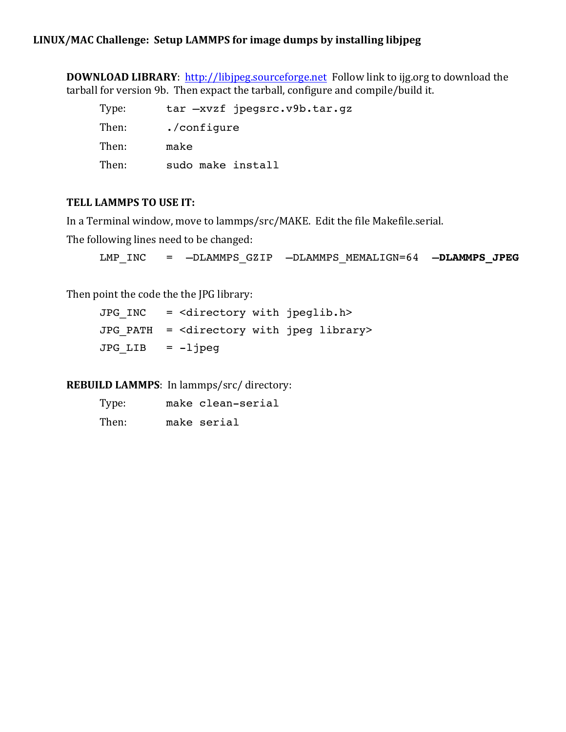**LINUX/MAC Challenge: Setup LAMMPS for image dumps by installing libjpeg**

**DOWNLOAD LIBRARY**: [http://libjpeg.sourceforge.net](http://libjpeg.sourceforge.net) Follow link to ijg.org to download the tarball for version 9b. Then expact the tarball, configure and compile/build it.

Type: `tar –xvzf jpegsrc.v9b.tar.gz`

Then: `./configure`

Then: `make`

Then: `sudo make install`

**TELL LAMMPS TO USE IT:**

In a Terminal window, move to lammps/src/MAKE. Edit the file Makefile.serial.

The following lines need to be changed:

```
LMP_INC   =  –DLAMMPS_GZIP  –DLAMMPS_MEMALIGN=64  –DLAMMPS_JPEG
```

Then point the code the the JPG library:

```
JPG_INC   = <directory with jpeglib.h>
JPG_PATH  = <directory with jpeg library>
JPG_LIB   = -ljpeg
```

**REBUILD LAMMPS**: In lammps/src/ directory:

Type: `make clean-serial`

Then: `make serial`